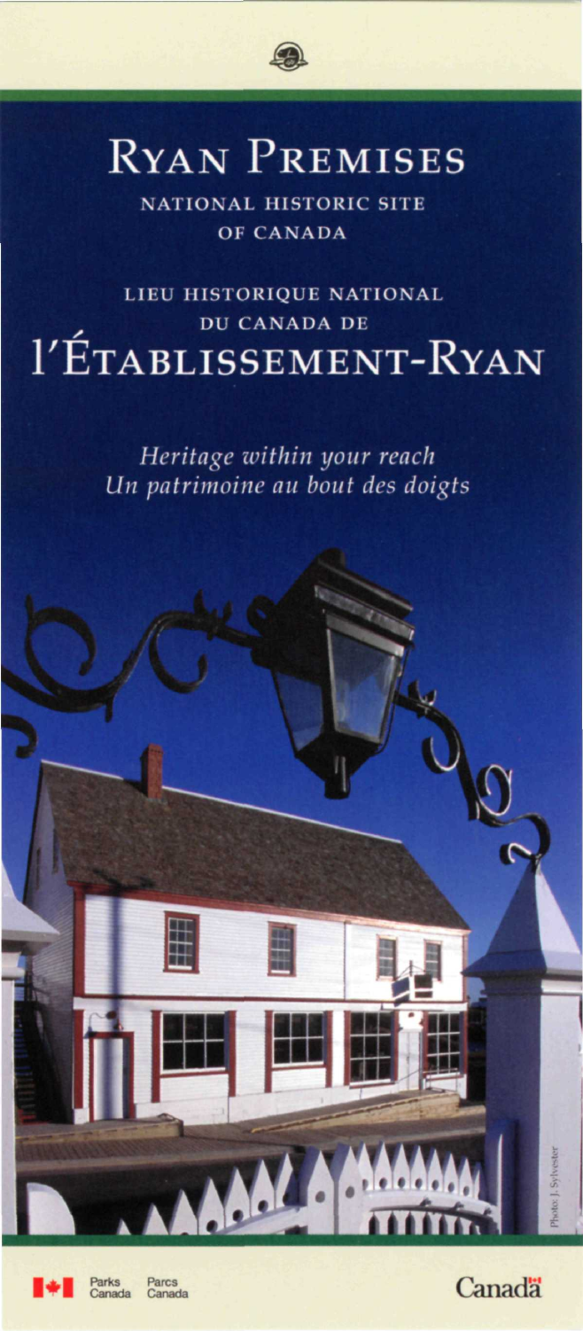# Ryan Premises

NATIONAL HISTORIC SITE OF CANADA

# LIEU HISTORIQUE NATIONAL DU CANADA DE l'ÉTABLISSEMENT-RYAN

*Heritage within your reach*
*Un patrimoine au bout des doigts*

Photo: J. Sylvester

Parks Canada Parcs Canada

Canada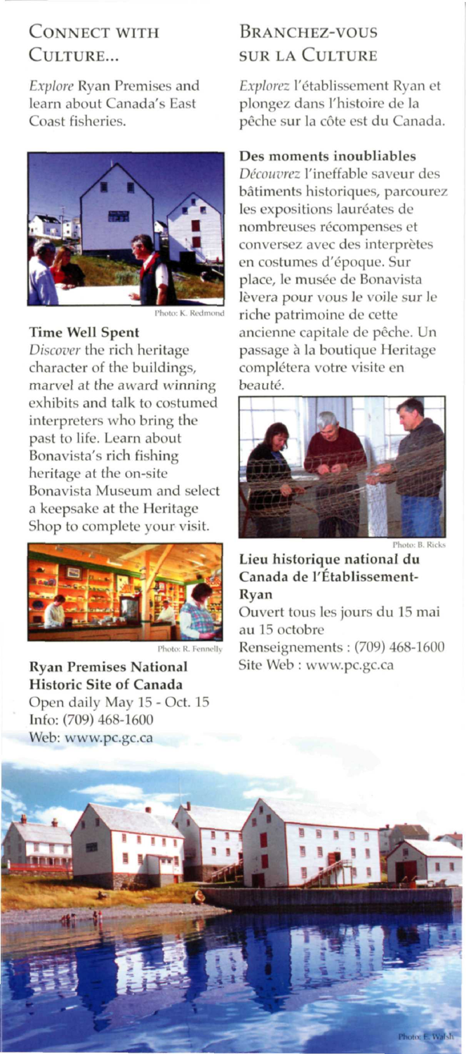## Connect with Culture...

*Explore* Ryan Premises and learn about Canada's East Coast fisheries.

Photo: K. Redmond

### Time Well Spent

*Discover* the rich heritage character of the buildings, marvel at the award winning exhibits and talk to costumed interpreters who bring the past to life. Learn about Bonavista's rich fishing heritage at the on-site Bonavista Museum and select a keepsake at the Heritage Shop to complete your visit.

Photo: R. Fennelly

**Ryan Premises National Historic Site of Canada**
Open daily May 15 - Oct. 15
Info: (709) 468-1600
Web: www.pc.gc.ca

## Branchez-vous sur la Culture

*Explorez* l'établissement Ryan et plongez dans l'histoire de la pêche sur la côte est du Canada.

### Des moments inoubliables

*Découvrez* l'ineffable saveur des bâtiments historiques, parcourez les expositions lauréates de nombreuses récompenses et conversez avec des interprètes en costumes d'époque. Sur place, le musée de Bonavista lèvera pour vous le voile sur le riche patrimoine de cette ancienne capitale de pêche. Un passage à la boutique Heritage complétera votre visite en beauté.

Photo: B. Ricks

**Lieu historique national du Canada de l'Établissement-Ryan**
Ouvert tous les jours du 15 mai au 15 octobre
Renseignements : (709) 468-1600
Site Web : www.pc.gc.ca

Photo: E. Walsh